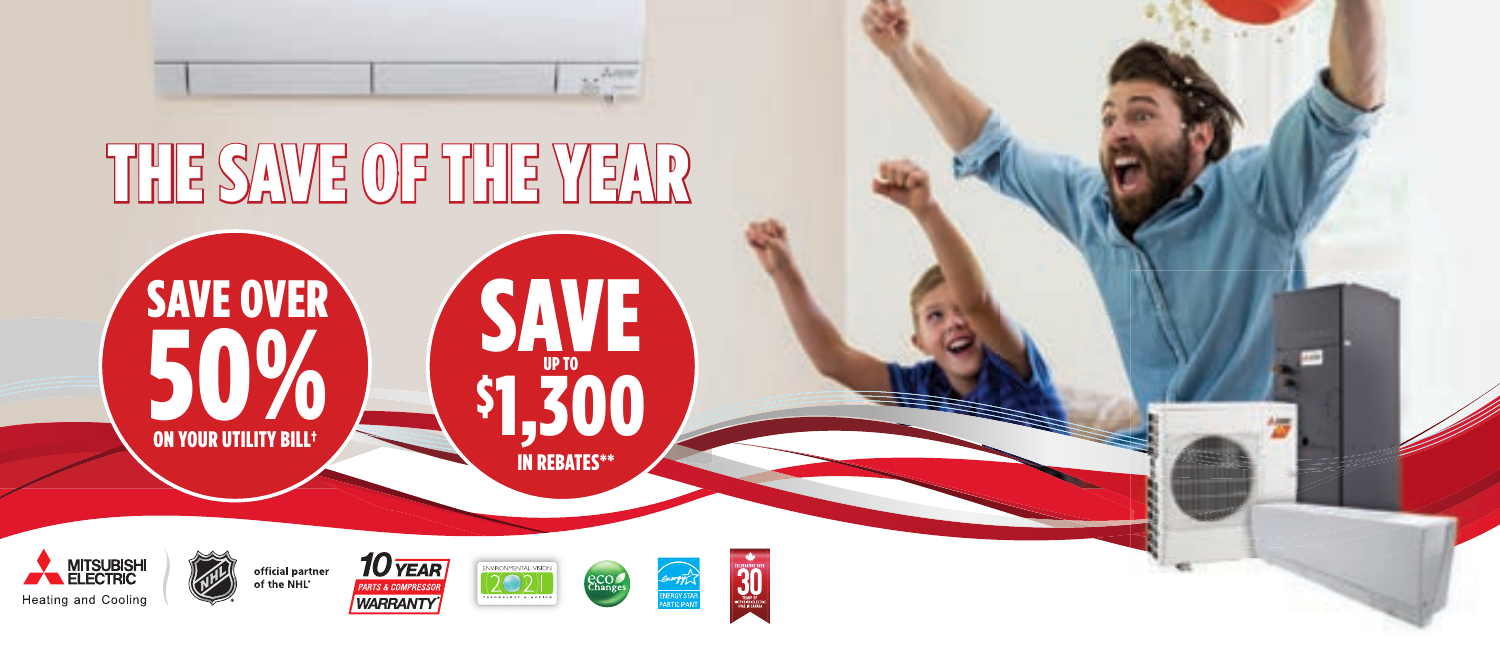# THE SAVE OF THE YEAR

**SAVE OVER 50% ON YOUR UTILITY BILL†**

**SAVE UP TO $1,300 IN REBATES**\*\*

MITSUBISHI ELECTRIC Heating and Cooling

official partner of the NHL®

10 YEAR PARTS & COMPRESSOR WARRANTY

ENVIRONMENTAL VISION 2021

eco Changes

ENERGY STAR PARTICIPANT

CELEBRATING OVER 30 YEARS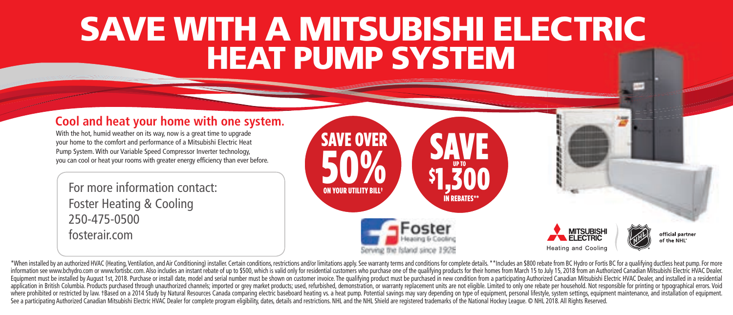# SAVE WITH A MITSUBISHI ELECTRIC HEAT PUMP SYSTEM

## Cool and heat your home with one system.

With the hot, humid weather on its way, now is a great time to upgrade your home to the comfort and performance of a Mitsubishi Electric Heat Pump System. With our Variable Speed Compressor Inverter technology, you can cool or heat your rooms with greater energy efficiency than ever before.

For more information contact:
Foster Heating & Cooling
250-475-0500
fosterair.com

**SAVE OVER 50% ON YOUR UTILITY BILL†**

**SAVE UP TO $1,300 IN REBATES\*\***

Foster Heating & Cooling
Serving the Island since 1925

MITSUBISHI ELECTRIC
Heating and Cooling

official partner of the NHL®

\*When installed by an authorized HVAC (Heating, Ventilation, and Air Conditioning) installer. Certain conditions, restrictions and/or limitations apply. See warranty terms and conditions for complete details. \*\*Includes an $800 rebate from BC Hydro or Fortis BC for a qualifying ductless heat pump. For more information see www.bchydro.com or www.fortisbc.com. Also includes an instant rebate of up to $500, which is valid only for residential customers who purchase one of the qualifying products for their homes from March 15 to July 15, 2018 from an Authorized Canadian Mitsubishi Electric HVAC Dealer. Equipment must be installed by August 1st, 2018. Purchase or install date, model and serial number must be shown on customer invoice. The qualifying product must be purchased in new condition from a participating Authorized Canadian Mitsubishi Electric HVAC Dealer, and installed in a residential application in British Columbia. Products purchased through unauthorized channels; imported or grey market products; used, refurbished, demonstration, or warranty replacement units are not eligible. Limited to only one rebate per household. Not responsible for printing or typographical errors. Void where prohibited or restricted by law. †Based on a 2014 Study by Natural Resources Canada comparing electric baseboard heating vs. a heat pump. Potential savings may vary depending on type of equipment, personal lifestyle, system settings, equipment maintenance, and installation of equipment. See a participating Authorized Canadian Mitsubishi Electric HVAC Dealer for complete program eligibility, dates, details and restrictions. NHL and the NHL Shield are registered trademarks of the National Hockey League. © NHL 2018. All Rights Reserved.